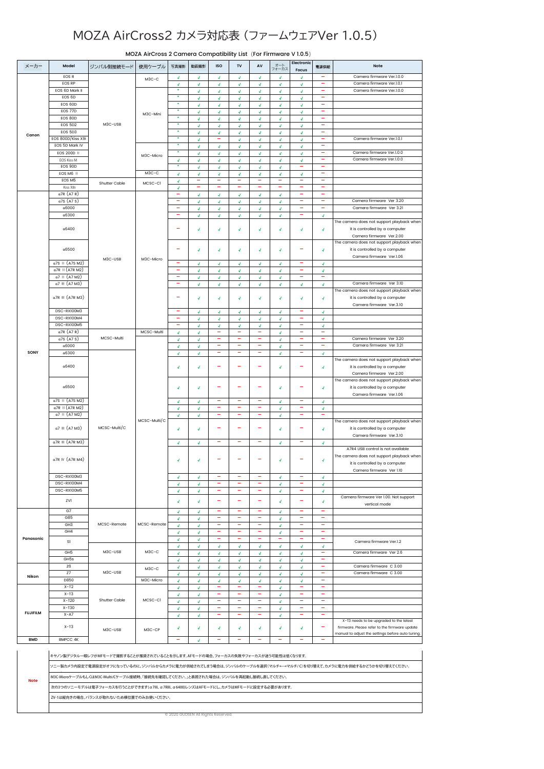# MOZA AirCross2 カメラ対応表（ファームウェアVer 1.0.5）

## MOZA AirCross 2 Camera Compatibility List（For Firmware V 1.0.5）

| メーカー | Model | ジンバル側接続モード | 使用ケーブル | 写真撮影 | 動画撮影 | ISO | TV | AV | オートフォーカス | Electronic Focus | 電源供給 | Note |
|---|---|---|---|---|---|---|---|---|---|---|---|---|
| Canon | EOS R | M3C-USB | M3C-C | √ | √ | √ | √ | √ | √ | √ | − | Camera firmware Ver.1.0.0 |
| | EOS RP | | | √ | √ | √ | √ | √ | √ | √ | − | Camera firmware Ver.1.0.1 |
| | EOS 6D Mark II | | M3C-Mini | * | √ | √ | √ | √ | √ | √ | − | Camera firmware Ver.1.0.0 |
| | EOS 6D | | | * | √ | √ | √ | √ | √ | √ | − | |
| | EOS 60D | | | * | √ | √ | √ | √ | √ | √ | − | |
| | EOS 77D | | | * | √ | √ | √ | √ | √ | √ | − | |
| | EOS 80D | | | * | √ | √ | √ | √ | √ | √ | − | |
| | EOS 5D2 | | | * | √ | √ | √ | √ | √ | √ | − | |
| | EOS 5D3 | | | * | √ | √ | √ | √ | √ | √ | − | |
| | EOS 800D/Kiss X9i | | | * | √ | − | √ | √ | √ | √ | − | Camera firmware Ver.1.0.1 |
| | EOS 5D Mark IV | | M3C-Micro | * | √ | √ | √ | √ | √ | √ | − | |
| | EOS 200D II | | | * | √ | √ | √ | √ | √ | √ | − | Camera firmware Ver.1.0.0 |
| | EOS Kiss M | | | √ | √ | √ | √ | √ | √ | √ | − | Camera firmware Ver.1.0.0 |
| | EOS 90D | | | * | √ | √ | √ | √ | √ | − | − | |
| | EOS M6 II | | M3C-C | √ | √ | √ | √ | √ | √ | √ | − | |
| | EOS M5 | Shutter Cable | MCSC-C1 | √ | − | − | − | − | − | − | − | |
| | Kiss X8i | | | √ | − | − | − | − | − | − | − | |
| SONY | α7R（A7 R） | M3C-USB | M3C-Micro | − | √ | √ | √ | √ | √ | − | − | |
| | α7S（A7 S） | | | − | √ | √ | √ | √ | √ | − | − | Camera firmware Ver 3.20 |
| | α6000 | | | − | √ | √ | √ | √ | √ | − | − | Camera firmware Ver 3.21 |
| | α6300 | | | − | √ | √ | √ | √ | √ | − | √ | |
| | α6400 | | | − | √ | √ | √ | √ | √ | √ | √ | The camera does not support playback when it is controlled by a computer Camera firmware Ver.2.00 |
| | α6500 | | | − | √ | √ | √ | √ | √ | − | √ | The camera does not support playback when it is controlled by a computer Camera firmware Ver.1.06 |
| | α7S II（A7S M2） | | | − | √ | √ | √ | √ | √ | − | √ | |
| | α7R II（A7R M2） | | | − | √ | √ | √ | √ | √ | − | √ | |
| | α7 II（A7 M2） | | | − | √ | √ | √ | √ | √ | − | − | |
| | α7 III（A7 M3） | | | − | √ | √ | √ | √ | √ | √ | √ | Camera firmware Ver 3.10 |
| | α7R III（A7R M3） | | | − | √ | √ | √ | √ | √ | √ | √ | The camera does not support playback when it is controlled by a computer Camera firmware Ver.3.10 |
| | DSC-RX100M3 | | | − | √ | √ | √ | √ | √ | − | √ | |
| | DSC-RX100M4 | | | − | √ | √ | √ | √ | √ | − | √ | |
| | DSC-RX100M5 | | | − | √ | √ | √ | √ | √ | − | √ | |
| | α7R（A7 R） | MCSC-Multi | MCSC-Multi | √ | √ | − | − | − | √ | − | − | |
| | α7S（A7 S） | | MCSC-Multi/C | √ | √ | − | − | − | √ | − | − | Camera firmware Ver 3.20 |
| | α6000 | | | √ | √ | − | − | − | √ | − | − | Camera firmware Ver 3.21 |
| | α6300 | MCSC-Multi/C | | √ | √ | − | − | − | √ | − | √ | |
| | α6400 | | | √ | √ | − | − | − | √ | − | √ | The camera does not support playback when it is controlled by a computer Camera firmware Ver.2.00 |
| | α6500 | | | √ | √ | − | − | − | √ | − | √ | The camera does not support playback when it is controlled by a computer Camera firmware Ver.1.06 |
| | α7S II（A7S M2） | | | √ | √ | − | − | − | √ | − | √ | |
| | α7R II（A7R M2） | | | √ | √ | − | − | − | √ | − | √ | |
| | α7 II（A7 M2） | | | √ | √ | − | − | − | √ | − | − | |
| | α7 III（A7 M3） | | | √ | √ | − | − | − | √ | − | √ | The camera does not support playback when it is controlled by a computer Camera firmware Ver.3.10 |
| | α7R III（A7R M3） | | | √ | √ | − | − | − | √ | − | √ | |
| | α7R IV（A7R M4） | | | √ | √ | − | − | − | √ | − | √ | A7R4 USB control is not available The camera does not support playback when it is controlled by a computer Camera firmware Ver 1.10 |
| | DSC-RX100M3 | | | √ | √ | − | − | − | √ | − | √ | |
| | DSC-RX100M4 | | | √ | √ | − | − | − | √ | − | √ | |
| | DSC-RX100M5 | | | √ | √ | − | − | − | √ | − | √ | |
| | ZV1 | | | √ | √ | − | − | − | √ | − | √ | Camera firmware Ver 1.00. Not support vertical mode |
| Panasonic | G7 | MCSC-Remote | MCSC-Remote | √ | √ | − | − | − | √ | − | − | |
| | G85 | | | √ | √ | − | − | − | √ | − | − | |
| | GH3 | | | √ | √ | − | − | − | √ | − | − | |
| | GH4 | | | √ | √ | − | − | − | √ | − | − | |
| | S1 | | | √ | √ | − | − | − | − | − | − | Camera firmware Ver.1.2 |
| | | M3C-USB | M3C-C | √ | √ | √ | √ | √ | √ | √ | √ | |
| | GH5 | | | √ | √ | √ | √ | √ | √ | √ | − | Camera firmware Ver 2.6 |
| | GH5s | | | √ | √ | √ | √ | √ | √ | √ | − | |
| Nikon | Z6 | M3C-USB | M3C-C | √ | √ | √ | √ | √ | √ | √ | − | Camera firmware C 3.00 |
| | Z7 | | | √ | √ | √ | √ | √ | √ | √ | − | Camera firmware C 3.00 |
| | D850 | | M3C-Micro | √ | √ | √ | √ | √ | √ | √ | − | |
| FUJIFILM | X-T2 | Shutter Cable | MCSC-C1 | √ | √ | − | − | − | √ | − | − | |
| | X-T3 | | | √ | √ | − | − | − | √ | − | − | |
| | X-T20 | | | √ | √ | − | − | − | √ | − | − | |
| | X-T30 | | | √ | √ | − | − | − | √ | − | − | |
| | X-A7 | | | √ | √ | − | − | − | √ | − | − | |
| | X-T3 | M3C-USB | M3C-CP | √ | √ | √ | √ | √ | √ | √ | − | X-T3 needs to be upgraded to the latest firmware. Please refer to the firmware update manual to adjust the settings before auto tuning. |
| BMD | BMPCC 4K | | | − | √ | − | − | − | − | − | − | |

**Note**

- キヤノン製デジタル一眼レフがMFモードで撮影することが推奨されていることを示します。AFモードの場合、フォーカスの失敗やフォーカスが迷う可能性は低くなります。
- ソニー製カメラ内設定で電源設定がオフになっているのに、ジンバルからカメラに電力が供給されてしまう場合は、ジンバルのケーブルを選択（マルチ←→マルチ/C）を切り替えて、カメラに電力を供給するかどうかを切り替えてください。
- M3C-MicroケーブルもしくはM3C-Multi/Cケーブル接続時、「接続先を確認してください。」と表示された場合は、ジンバルを再起動し接続し直してください。
- 次の3つのソニーモデルは電子フォーカスを行うことができます（α7III、α7RIII、α6400）レンズはAFモードにし、カメラはMFモードに設定する必要があります。
- ZV-1は縦向きの場合、バランスが取れないため横位置でのみお使いください。

© 2020 GUDSEN All Rights Reserved.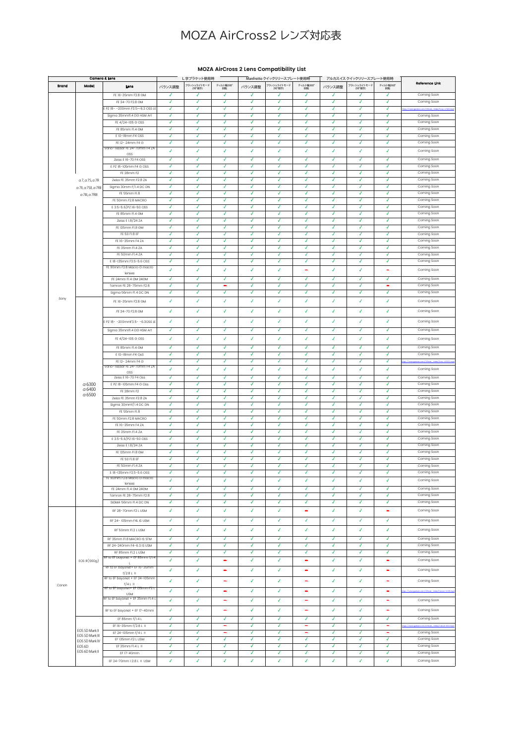# MOZA AirCross2 レンズ対応表

**MOZA AirCross 2 Lens Compatibility List**

| Camera & Lens | | | L字ブラケット使用時 | | | Manfrotto クイックリリースプレート使用時 | | | アルカスイス クイックリリースプレート使用時 | | | Reference Link |
|---|---|---|---|---|---|---|---|---|---|---|---|---|
| Brand | Model | Lens | バランス調整 | フラッシュライトモード (90°縦) | ティルト軸360°回転 | バランス調整 | フラッシュライトモード (90°縦) | ティルト軸360°回転 | バランス調整 | フラッシュライトモード (90°縦) | ティルト軸360°回転 | |
| Sony | α7, α7S, α7R<br>α7II, α7SII, α7RII<br>α7III, α7RIII | FE 16-35mm F2.8 GM | ✓ | ✓ | ✓ | ✓ | ✓ | ✓ | ✓ | ✓ | ✓ | Coming Soon |
| | | FE 24-70 F2.8 GM | ✓ | ✓ | ✓ | ✓ | ✓ | ✓ | ✓ | ✓ | ✓ | Coming Soon |
| | | E PZ 18-200mm F3.5~6.3 OSS LE | ✓ | ✓ | ✓ | ✓ | ✓ | ✓ | ✓ | ✓ | ✓ | https://www.gudsen.com/... |
| | | Sigma 35mmf1.4 DG HSM Art | ✓ | ✓ | ✓ | ✓ | ✓ | ✓ | ✓ | ✓ | ✓ | Coming Soon |
| | | FE 4/24-105 G OSS | ✓ | ✓ | ✓ | ✓ | ✓ | ✓ | ✓ | ✓ | ✓ | Coming Soon |
| | | FE 85mm F1.4 GM | ✓ | ✓ | ✓ | ✓ | ✓ | ✓ | ✓ | ✓ | ✓ | Coming Soon |
| | | E 10-18mm F4 OSS | ✓ | ✓ | ✓ | ✓ | ✓ | ✓ | ✓ | ✓ | ✓ | Coming Soon |
| | | FE 12-24mm F4 G | ✓ | ✓ | ✓ | ✓ | ✓ | ✓ | ✓ | ✓ | ✓ | Coming Soon |
| | | Vario-Tessar FE 24-70mm F4 ZA OSS | ✓ | ✓ | ✓ | ✓ | ✓ | ✓ | ✓ | ✓ | ✓ | Coming Soon |
| | | Zeiss E 16-70 F4 OSS | ✓ | ✓ | ✓ | ✓ | ✓ | ✓ | ✓ | ✓ | ✓ | Coming Soon |
| | | E PZ 18-105mm F4 G OSS | ✓ | ✓ | ✓ | ✓ | ✓ | ✓ | ✓ | ✓ | ✓ | Coming Soon |
| | | FE 28mm F2 | ✓ | ✓ | ✓ | ✓ | ✓ | ✓ | ✓ | ✓ | ✓ | Coming Soon |
| | | Zeiss FE 35mm F2.8 ZA | ✓ | ✓ | ✓ | ✓ | ✓ | ✓ | ✓ | ✓ | ✓ | Coming Soon |
| | | Sigma 30mm F/1.4 DC DN | ✓ | ✓ | ✓ | ✓ | ✓ | ✓ | ✓ | ✓ | ✓ | Coming Soon |
| | | FE 55mm F1.8 | ✓ | ✓ | ✓ | ✓ | ✓ | ✓ | ✓ | ✓ | ✓ | Coming Soon |
| | | FE 50mm F2.8 MACRO | ✓ | ✓ | ✓ | ✓ | ✓ | ✓ | ✓ | ✓ | ✓ | Coming Soon |
| | | E 3.5-5.6/PZ 16-50 OSS | ✓ | ✓ | ✓ | ✓ | ✓ | ✓ | ✓ | ✓ | ✓ | Coming Soon |
| | | FE 85mm F1.4 GM | ✓ | ✓ | ✓ | ✓ | ✓ | ✓ | ✓ | ✓ | ✓ | Coming Soon |
| | | Zeiss E 1.8/24 ZA | ✓ | ✓ | ✓ | ✓ | ✓ | ✓ | ✓ | ✓ | ✓ | Coming Soon |
| | | FE 135mm F1.8 GM | ✓ | ✓ | ✓ | ✓ | ✓ | ✓ | ✓ | ✓ | ✓ | Coming Soon |
| | | FE 50 F1.8 EF | ✓ | ✓ | ✓ | ✓ | ✓ | ✓ | ✓ | ✓ | ✓ | Coming Soon |
| | | FE 16-35mm F4 ZA | ✓ | ✓ | ✓ | ✓ | ✓ | ✓ | ✓ | ✓ | ✓ | Coming Soon |
| | | FE 35mm F1.4 ZA | ✓ | ✓ | ✓ | ✓ | ✓ | ✓ | ✓ | ✓ | ✓ | Coming Soon |
| | | FE 50mm F1.4 ZA | ✓ | ✓ | ✓ | ✓ | ✓ | ✓ | ✓ | ✓ | ✓ | Coming Soon |
| | | E 18-135mm F3.5-5.6 OSS | ✓ | ✓ | ✓ | ✓ | ✓ | ✓ | ✓ | ✓ | ✓ | Coming Soon |
| | | FE 90mm F2.8 Macro G macro lenses | ✓ | ✓ | ✓ | ✓ | ✓ | – | ✓ | ✓ | – | Coming Soon |
| | | FE 24mm F1.4 GM 24GM | ✓ | ✓ | ✓ | ✓ | ✓ | ✓ | ✓ | ✓ | ✓ | Coming Soon |
| | | Tamron FE 28-75mm F2.8 | ✓ | ✓ | – | ✓ | ✓ | ✓ | ✓ | ✓ | – | Coming Soon |
| | | Sigma 56mm F1.4 DC DN | ✓ | ✓ | ✓ | ✓ | ✓ | ✓ | ✓ | ✓ | ✓ | Coming Soon |
| | α6300<br>α6400<br>α6500 | FE 16-35mm F2.8 GM | ✓ | ✓ | ✓ | ✓ | ✓ | ✓ | ✓ | ✓ | ✓ | Coming Soon |
| | | FE 24-70 F2.8 GM | ✓ | ✓ | ✓ | ✓ | ✓ | ✓ | ✓ | ✓ | ✓ | Coming Soon |
| | | E PZ 18-200mmF3.5-6.3OSS LE | ✓ | ✓ | ✓ | ✓ | ✓ | ✓ | ✓ | ✓ | ✓ | Coming Soon |
| | | Sigma 35mmf1.4 DG HSM Art | ✓ | ✓ | ✓ | ✓ | ✓ | ✓ | ✓ | ✓ | ✓ | Coming Soon |
| | | FE 4/24-105 G OSS | ✓ | ✓ | ✓ | ✓ | ✓ | ✓ | ✓ | ✓ | ✓ | Coming Soon |
| | | FE 85mm F1.4 GM | ✓ | ✓ | ✓ | ✓ | ✓ | ✓ | ✓ | ✓ | ✓ | Coming Soon |
| | | E 10-18mm F4 OsS | ✓ | ✓ | ✓ | ✓ | ✓ | ✓ | ✓ | ✓ | ✓ | Coming Soon |
| | | FE 12-24mm F4 G | ✓ | ✓ | ✓ | ✓ | ✓ | ✓ | ✓ | ✓ | ✓ | https://www.gudsen.com/... |
| | | Vario-Tessar FE 24-70mm F4 ZA OSS | ✓ | ✓ | ✓ | ✓ | ✓ | ✓ | ✓ | ✓ | ✓ | Coming Soon |
| | | Zeiss E 16-70 F4 Oss | ✓ | ✓ | ✓ | ✓ | ✓ | ✓ | ✓ | ✓ | ✓ | Coming Soon |
| | | E PZ 18-105mm F4 G Oss | ✓ | ✓ | ✓ | ✓ | ✓ | ✓ | ✓ | ✓ | ✓ | Coming Soon |
| | | FE 28mm F2 | ✓ | ✓ | ✓ | ✓ | ✓ | ✓ | ✓ | ✓ | ✓ | Coming Soon |
| | | Zeiss FE 35mm F2.8 ZA | ✓ | ✓ | ✓ | ✓ | ✓ | ✓ | ✓ | ✓ | ✓ | Coming Soon |
| | | Sigma 30mmf1.4 DC DN | ✓ | ✓ | ✓ | ✓ | ✓ | ✓ | ✓ | ✓ | ✓ | Coming Soon |
| | | FE 55mm F1.8 | ✓ | ✓ | ✓ | ✓ | ✓ | ✓ | ✓ | ✓ | ✓ | Coming Soon |
| | | FE 50mm F2.8 MACRO | ✓ | ✓ | ✓ | ✓ | ✓ | ✓ | ✓ | ✓ | ✓ | Coming Soon |
| | | FE 16-35mm F4 ZA | ✓ | ✓ | ✓ | ✓ | ✓ | ✓ | ✓ | ✓ | ✓ | Coming Soon |
| | | FE 35mm F1.4 ZA | ✓ | ✓ | ✓ | ✓ | ✓ | ✓ | ✓ | ✓ | ✓ | Coming Soon |
| | | E 3.5-5.6/PZ 16-50 OSS | ✓ | ✓ | ✓ | ✓ | ✓ | ✓ | ✓ | ✓ | ✓ | Coming Soon |
| | | Zeiss E 1.8/24 ZA | ✓ | ✓ | ✓ | ✓ | ✓ | ✓ | ✓ | ✓ | ✓ | Coming Soon |
| | | FE 135mm F1.8 GM | ✓ | ✓ | ✓ | ✓ | ✓ | ✓ | ✓ | ✓ | ✓ | Coming Soon |
| | | FE 50 F1.8 EF | ✓ | ✓ | ✓ | ✓ | ✓ | ✓ | ✓ | ✓ | ✓ | Coming Soon |
| | | FE 50mm F1.4 ZA | ✓ | ✓ | ✓ | ✓ | ✓ | ✓ | ✓ | ✓ | ✓ | Coming Soon |
| | | E 18-135mm F3.5-5.6 OSS | ✓ | ✓ | ✓ | ✓ | ✓ | ✓ | ✓ | ✓ | ✓ | Coming Soon |
| | | FE 90mm F2.8 Macro G macro lenses | ✓ | ✓ | ✓ | ✓ | ✓ | ✓ | ✓ | ✓ | ✓ | Coming Soon |
| | | FE 24mm F1.4 GM 24GM | ✓ | ✓ | ✓ | ✓ | ✓ | ✓ | ✓ | ✓ | ✓ | Coming Soon |
| | | Tamron FE 28-75mm F2.8 | ✓ | ✓ | ✓ | ✓ | ✓ | ✓ | ✓ | ✓ | ✓ | Coming Soon |
| | | SIGMA 56mm F1.4 DC DN | ✓ | ✓ | ✓ | ✓ | ✓ | ✓ | ✓ | ✓ | ✓ | Coming Soon |
| Canon | EOS R(660g) | RF 28-70mm F2 L USM | ✓ | ✓ | ✓ | ✓ | ✓ | – | ✓ | ✓ | – | Coming Soon |
| | | RF 24-105mm F4L IS USM | ✓ | ✓ | ✓ | ✓ | ✓ | ✓ | ✓ | ✓ | ✓ | Coming Soon |
| | | RF 50mm F1.2 L USM | ✓ | ✓ | ✓ | ✓ | ✓ | ✓ | ✓ | ✓ | ✓ | Coming Soon |
| | | RF 35mm F1.8 MACRO IS STM | ✓ | ✓ | ✓ | ✓ | ✓ | ✓ | ✓ | ✓ | ✓ | Coming Soon |
| | | RF 24-240mm F4-6.3 IS USM | ✓ | ✓ | ✓ | ✓ | ✓ | ✓ | ✓ | ✓ | ✓ | Coming Soon |
| | | RF 85mm F1.2 L USM | ✓ | ✓ | ✓ | ✓ | ✓ | ✓ | ✓ | ✓ | ✓ | Coming Soon |
| | | RF to EF bayonet + EF 85mm f/1.4 L | ✓ | ✓ | – | ✓ | ✓ | – | ✓ | ✓ | – | Coming Soon |
| | | RF to EF bayonet + EF 16-35mm f/2.8 L II | ✓ | ✓ | – | ✓ | ✓ | – | ✓ | ✓ | – | Coming Soon |
| | | RF to EF bayonet + EF 24-105mm f/4 L II | ✓ | ✓ | – | ✓ | ✓ | – | ✓ | ✓ | – | Coming Soon |
| | | RF to EF bayonet+ EF 135mm F2 L USM | ✓ | ✓ | – | ✓ | ✓ | – | ✓ | ✓ | – | https://www.gudsen.com/... |
| | | RF to EF bayonet + EF 35mm F1.4 L II | ✓ | ✓ | – | ✓ | ✓ | – | ✓ | ✓ | – | Coming Soon |
| | | RF to EF bayonet + EF 17-40mm | ✓ | ✓ | – | ✓ | ✓ | – | ✓ | ✓ | – | Coming Soon |
| | EOS 5D Mark II<br>EOS 5D Mark III<br>EOS 5D Mark IV<br>EOS 6D<br>EOS 6D Mark II | EF 85mm f/1.4 L | ✓ | ✓ | ✓ | ✓ | ✓ | ✓ | ✓ | ✓ | ✓ | Coming Soon |
| | | EF 16-35mm f/2.8 L II | ✓ | ✓ | – | ✓ | ✓ | – | ✓ | ✓ | – | https://www.gudsen.com/... |
| | | EF 24-105mm f/4 L II | ✓ | ✓ | – | ✓ | ✓ | – | ✓ | ✓ | – | Coming Soon |
| | | EF 135mm F2 L USM | ✓ | ✓ | ✓ | ✓ | ✓ | ✓ | ✓ | ✓ | ✓ | Coming Soon |
| | | EF 35mm F1.4 L II | ✓ | ✓ | ✓ | ✓ | ✓ | ✓ | ✓ | ✓ | ✓ | Coming Soon |
| | | EF 17-40mm | ✓ | ✓ | ✓ | ✓ | ✓ | ✓ | ✓ | ✓ | ✓ | Coming Soon |
| | | EF 24-70mm 1:2.8 L II USM | ✓ | ✓ | ✓ | ✓ | ✓ | ✓ | ✓ | ✓ | ✓ | Coming Soon |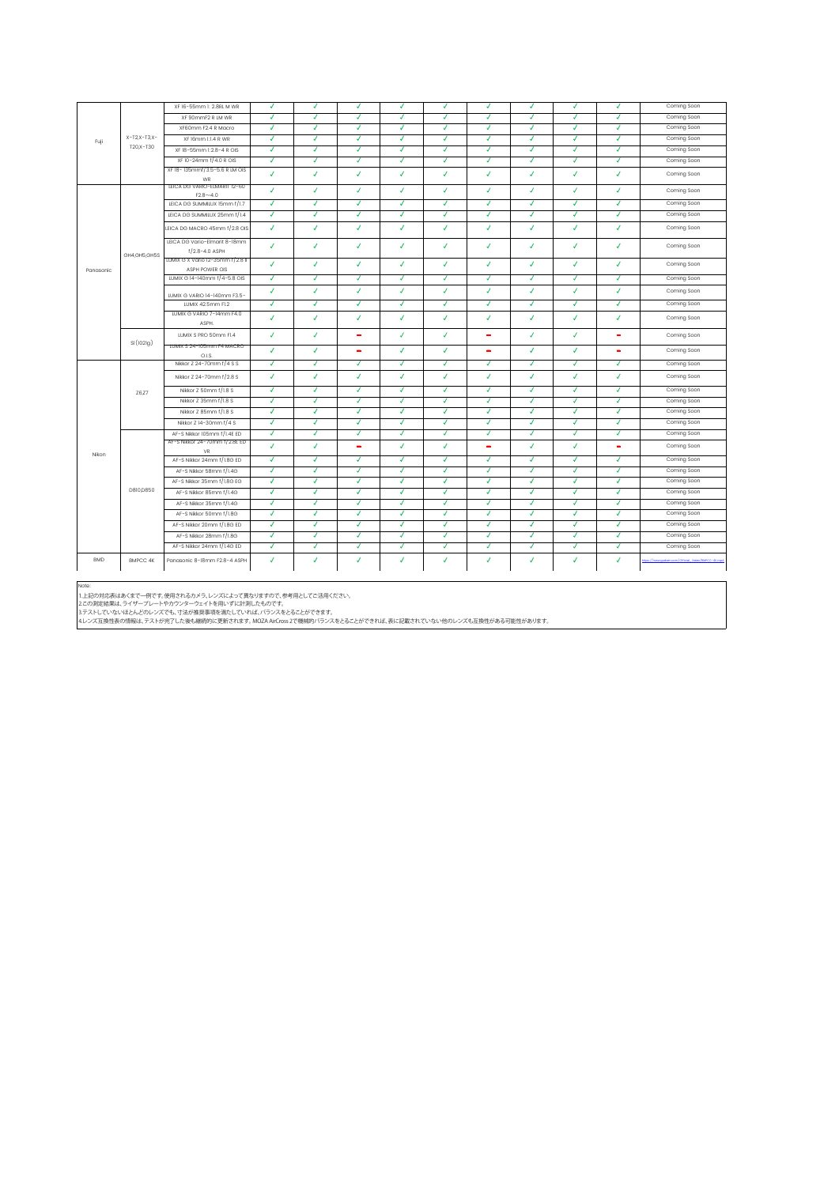| | | | | | | | | | | | | |
|---|---|---|---|---|---|---|---|---|---|---|---|---|
| Fuji | X-T2,X-T3,X-T20,X-T30 | XF 16-55mm 1: 2.8R LM WR | ✓ | ✓ | ✓ | ✓ | ✓ | ✓ | ✓ | ✓ | ✓ | Coming Soon |
| | | XF 90mmF2 R LM WR | ✓ | ✓ | ✓ | ✓ | ✓ | ✓ | ✓ | ✓ | ✓ | Coming Soon |
| | | XF60mm F2.4 R Macro | ✓ | ✓ | ✓ | ✓ | ✓ | ✓ | ✓ | ✓ | ✓ | Coming Soon |
| | | XF 16mm 1:1.4 R WR | ✓ | ✓ | ✓ | ✓ | ✓ | ✓ | ✓ | ✓ | ✓ | Coming Soon |
| | | XF 18-55mm 1:2.8-4 R OIS | ✓ | ✓ | ✓ | ✓ | ✓ | ✓ | ✓ | ✓ | ✓ | Coming Soon |
| | | XF 10-24mm f/4.0 R OIS | ✓ | ✓ | ✓ | ✓ | ✓ | ✓ | ✓ | ✓ | ✓ | Coming Soon |
| | | XF 18- 135mmf/3.5-5.6 R LM OIS WR | ✓ | ✓ | ✓ | ✓ | ✓ | ✓ | ✓ | ✓ | ✓ | Coming Soon |
| Panasonic | GH4,GH5,GH5S | LEICA DG VARIO-ELMARIT 12-60 F2.8-4.0 | ✓ | ✓ | ✓ | ✓ | ✓ | ✓ | ✓ | ✓ | ✓ | Coming Soon |
| | | LEICA DG SUMMILUX 15mm f/1.7 | ✓ | ✓ | ✓ | ✓ | ✓ | ✓ | ✓ | ✓ | ✓ | Coming Soon |
| | | LEICA DG SUMMILUX 25mm f/1.4 | ✓ | ✓ | ✓ | ✓ | ✓ | ✓ | ✓ | ✓ | ✓ | Coming Soon |
| | | LEICA DG MACRO 45mm f/2.8 OIS | ✓ | ✓ | ✓ | ✓ | ✓ | ✓ | ✓ | ✓ | ✓ | Coming Soon |
| | | LEICA DG Vario-Elmarit 8-18mm f/2.8-4.0 ASPH | ✓ | ✓ | ✓ | ✓ | ✓ | ✓ | ✓ | ✓ | ✓ | Coming Soon |
| | | LUMIX G X Vario 12-35mm f/2.8 II ASPH POWER OIS | ✓ | ✓ | ✓ | ✓ | ✓ | ✓ | ✓ | ✓ | ✓ | Coming Soon |
| | | LUMIX G 14-140mm f/4-5.8 OIS | ✓ | ✓ | ✓ | ✓ | ✓ | ✓ | ✓ | ✓ | ✓ | Coming Soon |
| | | LUMIX G VARIO 14-140mm F3.5- | ✓ | ✓ | ✓ | ✓ | ✓ | ✓ | ✓ | ✓ | ✓ | Coming Soon |
| | | LUMIX 42.5mm F1.2 | ✓ | ✓ | ✓ | ✓ | ✓ | ✓ | ✓ | ✓ | ✓ | Coming Soon |
| | | LUMIX G VARIO 7-14mm F4.0 ASPH. | ✓ | ✓ | ✓ | ✓ | ✓ | ✓ | ✓ | ✓ | ✓ | Coming Soon |
| | S1 (1021g) | LUMIX S PRO 50mm F1.4 | ✓ | ✓ | - | ✓ | ✓ | - | ✓ | ✓ | - | Coming Soon |
| | | LUMIX S 24-105mm F4 MACRO O.I.S | ✓ | ✓ | - | ✓ | ✓ | - | ✓ | ✓ | - | Coming Soon |
| Nikon | Z6,Z7 | Nikkor Z 24-70mm f/4 S S | ✓ | ✓ | ✓ | ✓ | ✓ | ✓ | ✓ | ✓ | ✓ | Coming Soon |
| | | Nikkor Z 24-70mm f/2.8 S | ✓ | ✓ | ✓ | ✓ | ✓ | ✓ | ✓ | ✓ | ✓ | Coming Soon |
| | | Nikkor Z 50mm f/1.8 S | ✓ | ✓ | ✓ | ✓ | ✓ | ✓ | ✓ | ✓ | ✓ | Coming Soon |
| | | Nikkor Z 35mm f/1.8 S | ✓ | ✓ | ✓ | ✓ | ✓ | ✓ | ✓ | ✓ | ✓ | Coming Soon |
| | | Nikkor Z 85mm f/1.8 S | ✓ | ✓ | ✓ | ✓ | ✓ | ✓ | ✓ | ✓ | ✓ | Coming Soon |
| | | Nikkor Z 14-30mm f/4 S | ✓ | ✓ | ✓ | ✓ | ✓ | ✓ | ✓ | ✓ | ✓ | Coming Soon |
| | D810,D850 | AF-S Nikkor 105mm f/1.4E ED | ✓ | ✓ | ✓ | ✓ | ✓ | ✓ | ✓ | ✓ | ✓ | Coming Soon |
| | | AF-S Nikkor 24-70mm f/2.8E ED VR | ✓ | ✓ | - | ✓ | ✓ | - | ✓ | ✓ | - | Coming Soon |
| | | AF-S Nikkor 24mm f/1.8G ED | ✓ | ✓ | ✓ | ✓ | ✓ | ✓ | ✓ | ✓ | ✓ | Coming Soon |
| | | AF-S Nikkor 58mm f/1.4G | ✓ | ✓ | ✓ | ✓ | ✓ | ✓ | ✓ | ✓ | ✓ | Coming Soon |
| | | AF-S Nikkor 35mm f/1.8G ED | ✓ | ✓ | ✓ | ✓ | ✓ | ✓ | ✓ | ✓ | ✓ | Coming Soon |
| | | AF-S Nikkor 85mm f/1.4G | ✓ | ✓ | ✓ | ✓ | ✓ | ✓ | ✓ | ✓ | ✓ | Coming Soon |
| | | AF-S Nikkor 35mm f/1.4G | ✓ | ✓ | ✓ | ✓ | ✓ | ✓ | ✓ | ✓ | ✓ | Coming Soon |
| | | AF-S Nikkor 50mm f/1.8G | ✓ | ✓ | ✓ | ✓ | ✓ | ✓ | ✓ | ✓ | ✓ | Coming Soon |
| | | AF-S Nikkor 20mm f/1.8G ED | ✓ | ✓ | ✓ | ✓ | ✓ | ✓ | ✓ | ✓ | ✓ | Coming Soon |
| | | AF-S Nikkor 28mm f/1.8G | ✓ | ✓ | ✓ | ✓ | ✓ | ✓ | ✓ | ✓ | ✓ | Coming Soon |
| | | AF-S Nikkor 24mm f/1.4G ED | ✓ | ✓ | ✓ | ✓ | ✓ | ✓ | ✓ | ✓ | ✓ | Coming Soon |
| BMD | BMPCC 4K | Panasonic 8-18mm F2.8-4 ASPH | ✓ | ✓ | ✓ | ✓ | ✓ | ✓ | ✓ | ✓ | ✓ | https://... |

Note:

1.上記の対応表はあくまで一例です。使用されるカメラ、レンズによって異なりますので、参考用としてご活用ください。

2.この測定結果は、ライザープレートやカウンターウェイトを用いずに計測したものです。

3.テストしていないほとんどのレンズでも、寸法が推奨事項を満たしていれば、バランスをとることができます。

4.レンズ互換性表の情報は、テストが完了した後も継続的に更新されます。MOZA AirCross 2で機械的バランスをとることができれば、表に記載されていない他のレンズも互換性がある可能性があります。